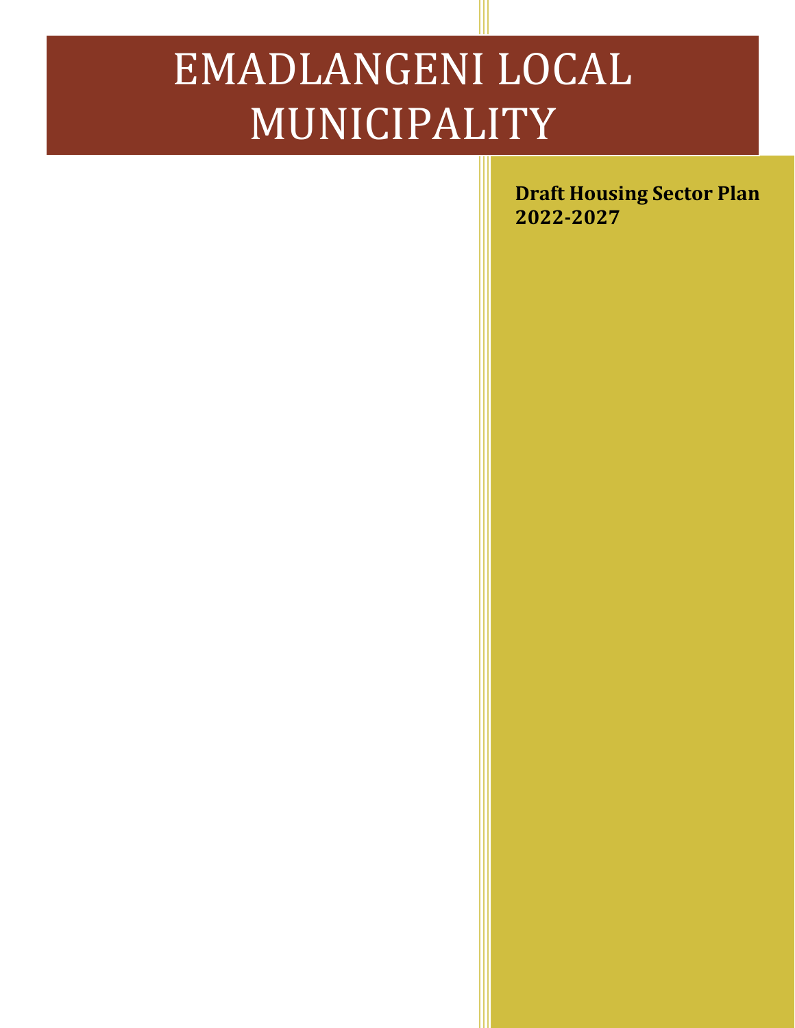# EMADLANGENI LOCAL MUNICIPALITY

**Draft Housing Sector Plan 2022-2027**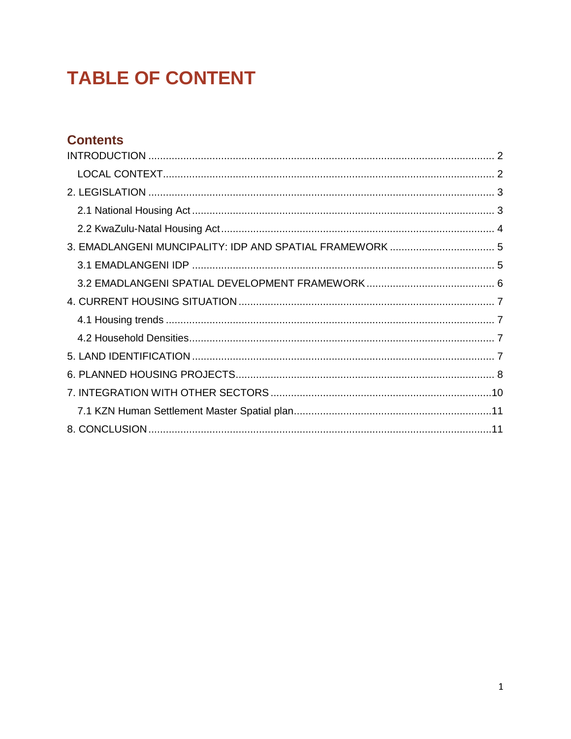# TABLE OF CONTENT

## Contents

INTRODUCTION ..................................................................................................................... 2

LOCAL CONTEXT ................................................................................................................ 2

2. LEGISLATION ..................................................................................................................... 3

2.1 National Housing Act ....................................................................................................... 3

2.2 KwaZulu-Natal Housing Act ............................................................................................. 4

3. EMADLANGENI MUNCIPALITY: IDP AND SPATIAL FRAMEWORK .................................... 5

3.1 EMADLANGENI IDP ....................................................................................................... 5

3.2 EMADLANGENI SPATIAL DEVELOPMENT FRAMEWORK ............................................ 6

4. CURRENT HOUSING SITUATION ....................................................................................... 7

4.1 Housing trends ................................................................................................................ 7

4.2 Household Densities ........................................................................................................ 7

5. LAND IDENTIFICATION ....................................................................................................... 7

6. PLANNED HOUSING PROJECTS ......................................................................................... 8

7. INTEGRATION WITH OTHER SECTORS ........................................................................... 10

7.1 KZN Human Settlement Master Spatial plan .................................................................... 11

8. CONCLUSION ..................................................................................................................... 11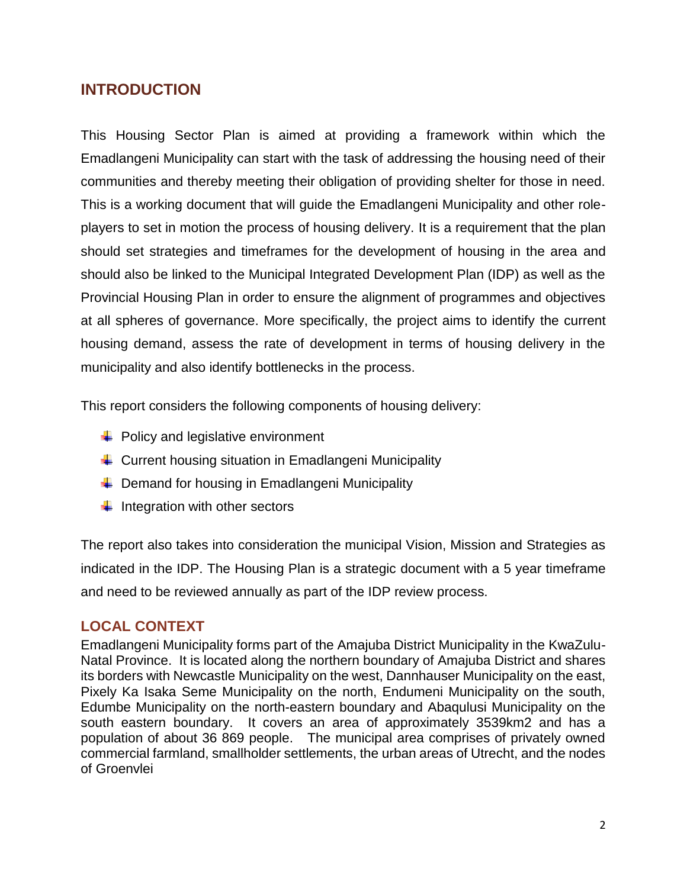## INTRODUCTION

This Housing Sector Plan is aimed at providing a framework within which the Emadlangeni Municipality can start with the task of addressing the housing need of their communities and thereby meeting their obligation of providing shelter for those in need. This is a working document that will guide the Emadlangeni Municipality and other role-players to set in motion the process of housing delivery. It is a requirement that the plan should set strategies and timeframes for the development of housing in the area and should also be linked to the Municipal Integrated Development Plan (IDP) as well as the Provincial Housing Plan in order to ensure the alignment of programmes and objectives at all spheres of governance. More specifically, the project aims to identify the current housing demand, assess the rate of development in terms of housing delivery in the municipality and also identify bottlenecks in the process.

This report considers the following components of housing delivery:

- Policy and legislative environment
- Current housing situation in Emadlangeni Municipality
- Demand for housing in Emadlangeni Municipality
- Integration with other sectors

The report also takes into consideration the municipal Vision, Mission and Strategies as indicated in the IDP. The Housing Plan is a strategic document with a 5 year timeframe and need to be reviewed annually as part of the IDP review process.

## LOCAL CONTEXT

Emadlangeni Municipality forms part of the Amajuba District Municipality in the KwaZulu-Natal Province. It is located along the northern boundary of Amajuba District and shares its borders with Newcastle Municipality on the west, Dannhauser Municipality on the east, Pixely Ka Isaka Seme Municipality on the north, Endumeni Municipality on the south, Edumbe Municipality on the north-eastern boundary and Abaqulusi Municipality on the south eastern boundary. It covers an area of approximately 3539km2 and has a population of about 36 869 people. The municipal area comprises of privately owned commercial farmland, smallholder settlements, the urban areas of Utrecht, and the nodes of Groenvlei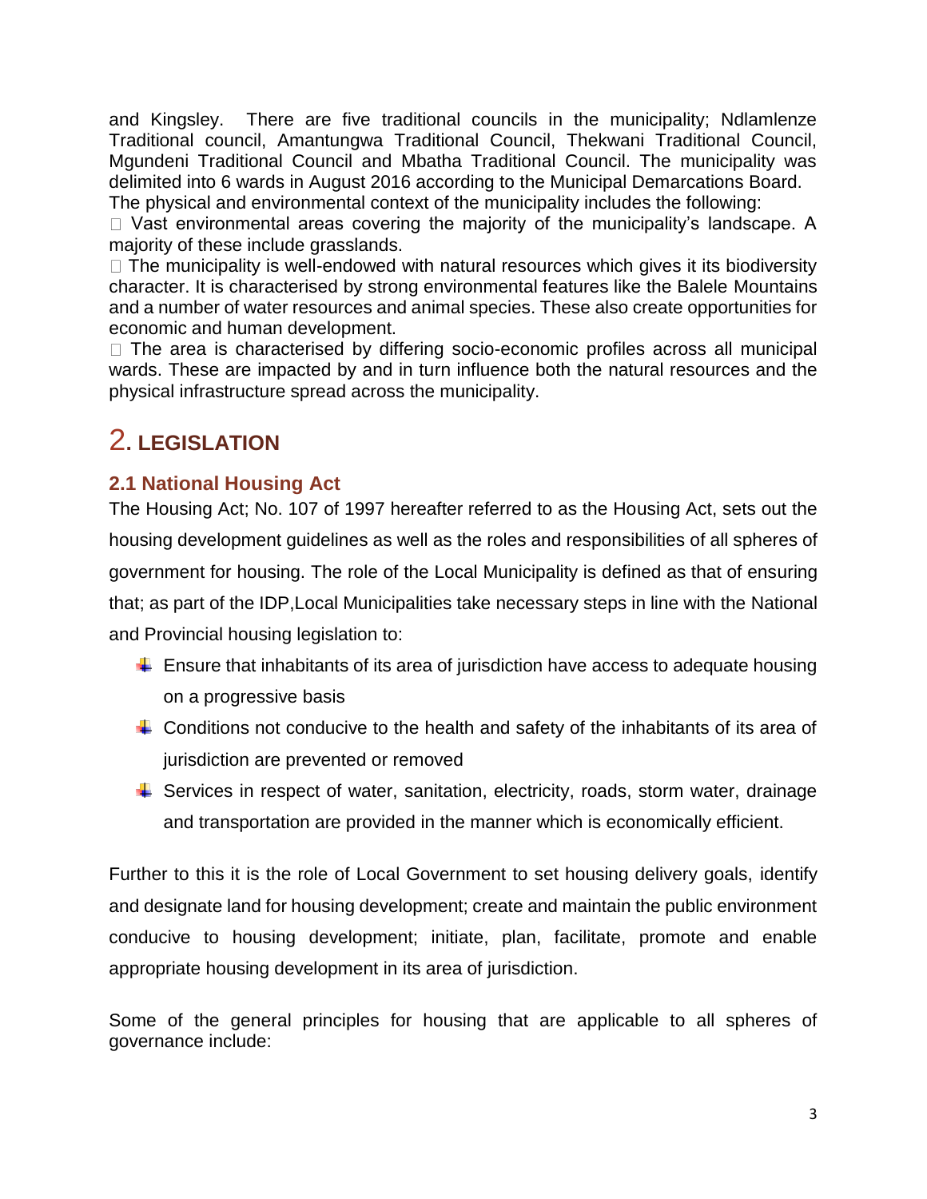and Kingsley. There are five traditional councils in the municipality; Ndlamlenze Traditional council, Amantungwa Traditional Council, Thekwani Traditional Council, Mgundeni Traditional Council and Mbatha Traditional Council. The municipality was delimited into 6 wards in August 2016 according to the Municipal Demarcations Board.
The physical and environmental context of the municipality includes the following:

- Vast environmental areas covering the majority of the municipality's landscape. A majority of these include grasslands.
- The municipality is well-endowed with natural resources which gives it its biodiversity character. It is characterised by strong environmental features like the Balele Mountains and a number of water resources and animal species. These also create opportunities for economic and human development.
- The area is characterised by differing socio-economic profiles across all municipal wards. These are impacted by and in turn influence both the natural resources and the physical infrastructure spread across the municipality.

# 2. LEGISLATION

## 2.1 National Housing Act

The Housing Act; No. 107 of 1997 hereafter referred to as the Housing Act, sets out the housing development guidelines as well as the roles and responsibilities of all spheres of government for housing. The role of the Local Municipality is defined as that of ensuring that; as part of the IDP,Local Municipalities take necessary steps in line with the National and Provincial housing legislation to:

- Ensure that inhabitants of its area of jurisdiction have access to adequate housing on a progressive basis
- Conditions not conducive to the health and safety of the inhabitants of its area of jurisdiction are prevented or removed
- Services in respect of water, sanitation, electricity, roads, storm water, drainage and transportation are provided in the manner which is economically efficient.

Further to this it is the role of Local Government to set housing delivery goals, identify and designate land for housing development; create and maintain the public environment conducive to housing development; initiate, plan, facilitate, promote and enable appropriate housing development in its area of jurisdiction.

Some of the general principles for housing that are applicable to all spheres of governance include: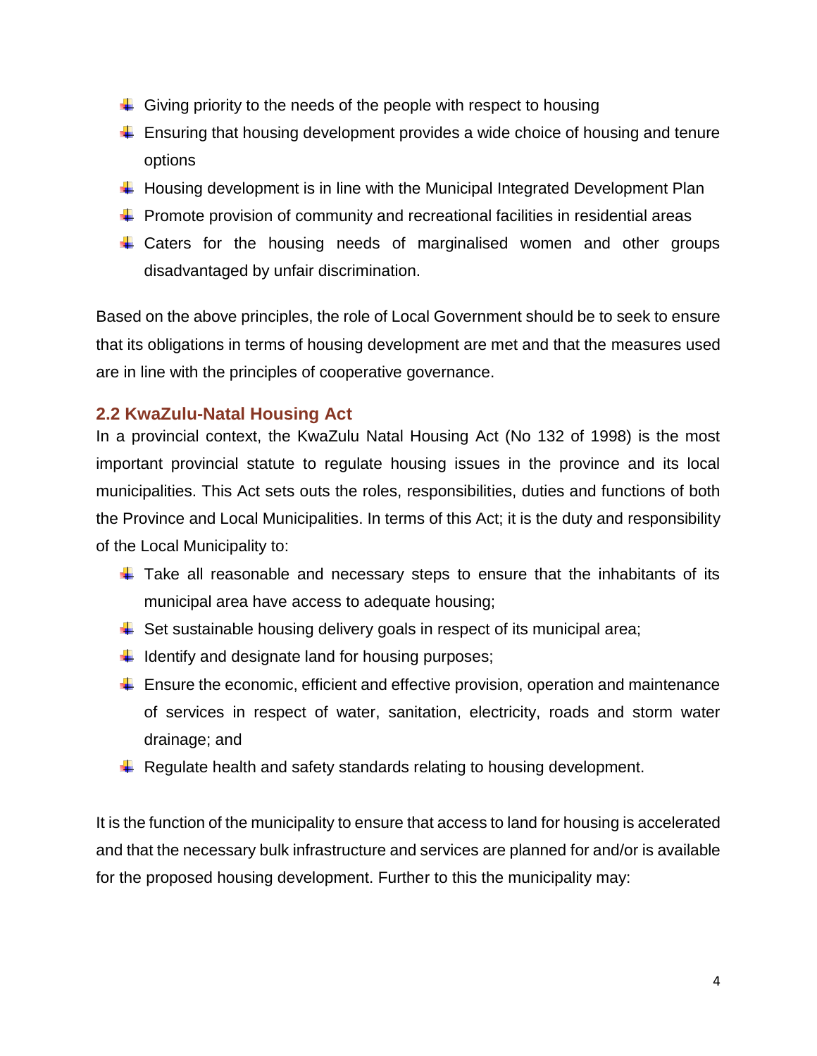- Giving priority to the needs of the people with respect to housing
- Ensuring that housing development provides a wide choice of housing and tenure options
- Housing development is in line with the Municipal Integrated Development Plan
- Promote provision of community and recreational facilities in residential areas
- Caters for the housing needs of marginalised women and other groups disadvantaged by unfair discrimination.

Based on the above principles, the role of Local Government should be to seek to ensure that its obligations in terms of housing development are met and that the measures used are in line with the principles of cooperative governance.

## 2.2 KwaZulu-Natal Housing Act

In a provincial context, the KwaZulu Natal Housing Act (No 132 of 1998) is the most important provincial statute to regulate housing issues in the province and its local municipalities. This Act sets outs the roles, responsibilities, duties and functions of both the Province and Local Municipalities. In terms of this Act; it is the duty and responsibility of the Local Municipality to:

- Take all reasonable and necessary steps to ensure that the inhabitants of its municipal area have access to adequate housing;
- Set sustainable housing delivery goals in respect of its municipal area;
- Identify and designate land for housing purposes;
- Ensure the economic, efficient and effective provision, operation and maintenance of services in respect of water, sanitation, electricity, roads and storm water drainage; and
- Regulate health and safety standards relating to housing development.

It is the function of the municipality to ensure that access to land for housing is accelerated and that the necessary bulk infrastructure and services are planned for and/or is available for the proposed housing development. Further to this the municipality may: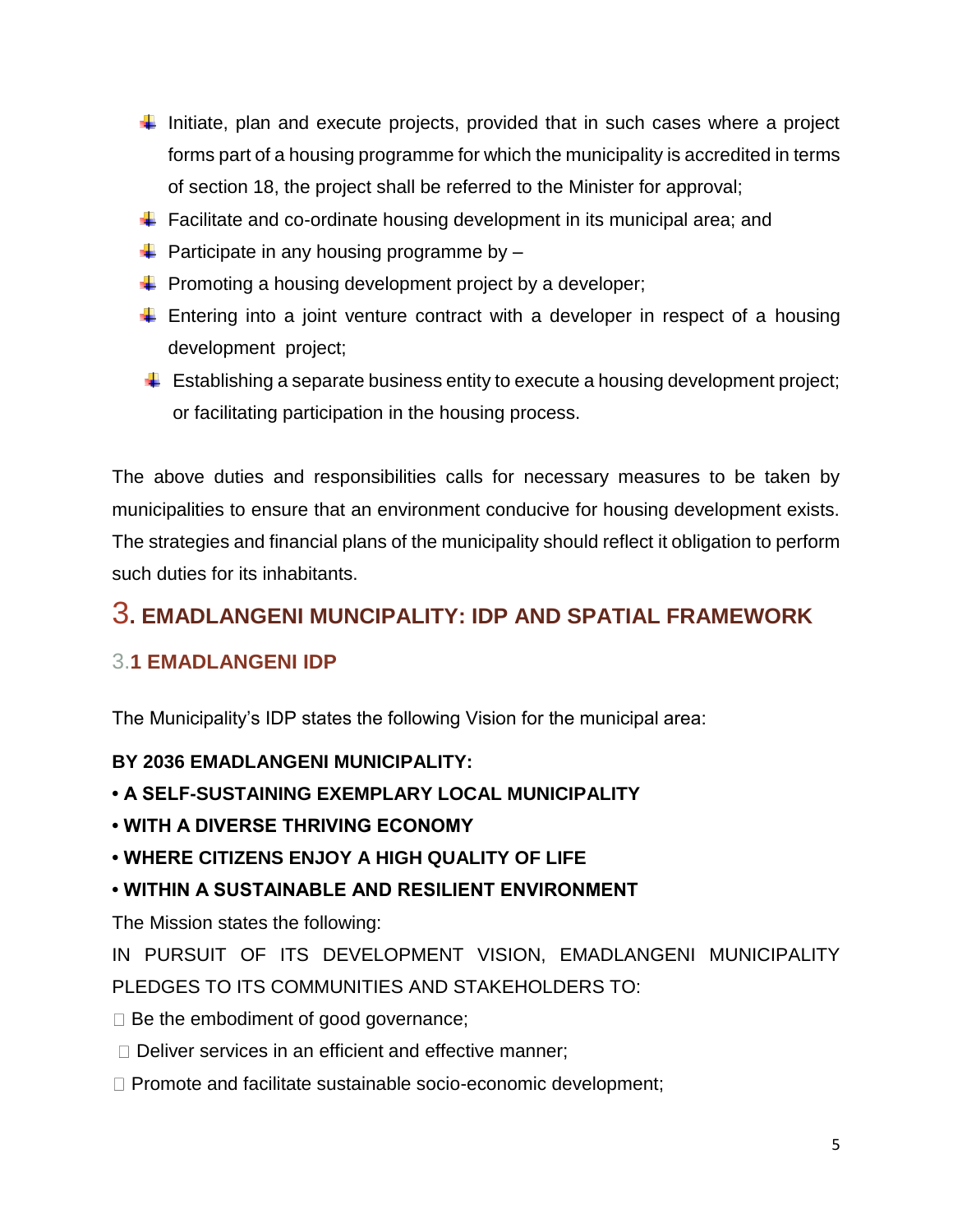- Initiate, plan and execute projects, provided that in such cases where a project forms part of a housing programme for which the municipality is accredited in terms of section 18, the project shall be referred to the Minister for approval;
- Facilitate and co-ordinate housing development in its municipal area; and
- Participate in any housing programme by –
- Promoting a housing development project by a developer;
- Entering into a joint venture contract with a developer in respect of a housing development project;
- Establishing a separate business entity to execute a housing development project; or facilitating participation in the housing process.

The above duties and responsibilities calls for necessary measures to be taken by municipalities to ensure that an environment conducive for housing development exists. The strategies and financial plans of the municipality should reflect it obligation to perform such duties for its inhabitants.

# 3. EMADLANGENI MUNCIPALITY: IDP AND SPATIAL FRAMEWORK

## 3.1 EMADLANGENI IDP

The Municipality's IDP states the following Vision for the municipal area:

**BY 2036 EMADLANGENI MUNICIPALITY:**

**• A SELF-SUSTAINING EXEMPLARY LOCAL MUNICIPALITY**

**• WITH A DIVERSE THRIVING ECONOMY**

**• WHERE CITIZENS ENJOY A HIGH QUALITY OF LIFE**

**• WITHIN A SUSTAINABLE AND RESILIENT ENVIRONMENT**

The Mission states the following:

IN PURSUIT OF ITS DEVELOPMENT VISION, EMADLANGENI MUNICIPALITY PLEDGES TO ITS COMMUNITIES AND STAKEHOLDERS TO:

- Be the embodiment of good governance;
- Deliver services in an efficient and effective manner;
- Promote and facilitate sustainable socio-economic development;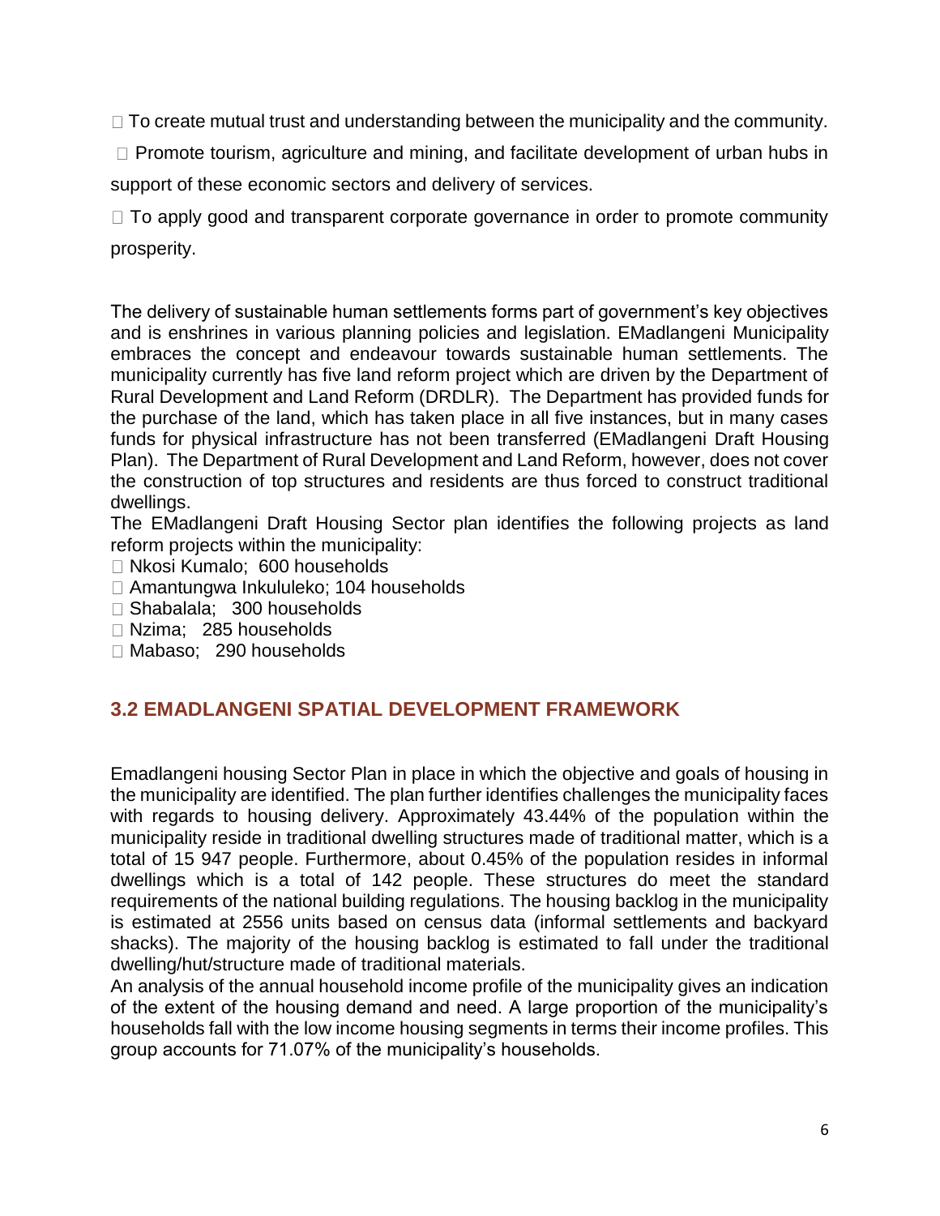- To create mutual trust and understanding between the municipality and the community.
- Promote tourism, agriculture and mining, and facilitate development of urban hubs in support of these economic sectors and delivery of services.
- To apply good and transparent corporate governance in order to promote community prosperity.

The delivery of sustainable human settlements forms part of government's key objectives and is enshrines in various planning policies and legislation. EMadlangeni Municipality embraces the concept and endeavour towards sustainable human settlements. The municipality currently has five land reform project which are driven by the Department of Rural Development and Land Reform (DRDLR). The Department has provided funds for the purchase of the land, which has taken place in all five instances, but in many cases funds for physical infrastructure has not been transferred (EMadlangeni Draft Housing Plan). The Department of Rural Development and Land Reform, however, does not cover the construction of top structures and residents are thus forced to construct traditional dwellings.

The EMadlangeni Draft Housing Sector plan identifies the following projects as land reform projects within the municipality:

- Nkosi Kumalo; 600 households
- Amantungwa Inkululeko; 104 households
- Shabalala; 300 households
- Nzima; 285 households
- Mabaso; 290 households

## 3.2 EMADLANGENI SPATIAL DEVELOPMENT FRAMEWORK

Emadlangeni housing Sector Plan in place in which the objective and goals of housing in the municipality are identified. The plan further identifies challenges the municipality faces with regards to housing delivery. Approximately 43.44% of the population within the municipality reside in traditional dwelling structures made of traditional matter, which is a total of 15 947 people. Furthermore, about 0.45% of the population resides in informal dwellings which is a total of 142 people. These structures do meet the standard requirements of the national building regulations. The housing backlog in the municipality is estimated at 2556 units based on census data (informal settlements and backyard shacks). The majority of the housing backlog is estimated to fall under the traditional dwelling/hut/structure made of traditional materials.

An analysis of the annual household income profile of the municipality gives an indication of the extent of the housing demand and need. A large proportion of the municipality's households fall with the low income housing segments in terms their income profiles. This group accounts for 71.07% of the municipality's households.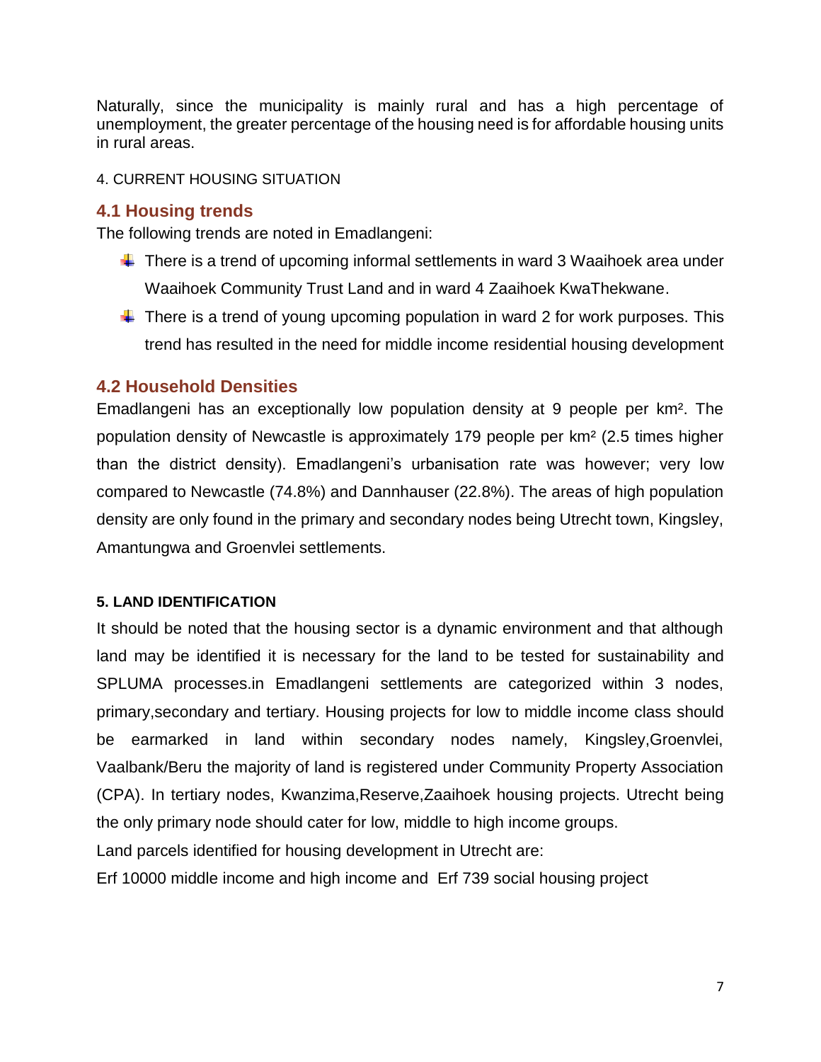Naturally, since the municipality is mainly rural and has a high percentage of unemployment, the greater percentage of the housing need is for affordable housing units in rural areas.

4. CURRENT HOUSING SITUATION

## 4.1 Housing trends

The following trends are noted in Emadlangeni:

- There is a trend of upcoming informal settlements in ward 3 Waaihoek area under Waaihoek Community Trust Land and in ward 4 Zaaihoek KwaThekwane.
- There is a trend of young upcoming population in ward 2 for work purposes. This trend has resulted in the need for middle income residential housing development

## 4.2 Household Densities

Emadlangeni has an exceptionally low population density at 9 people per km². The population density of Newcastle is approximately 179 people per km² (2.5 times higher than the district density). Emadlangeni's urbanisation rate was however; very low compared to Newcastle (74.8%) and Dannhauser (22.8%). The areas of high population density are only found in the primary and secondary nodes being Utrecht town, Kingsley, Amantungwa and Groenvlei settlements.

**5. LAND IDENTIFICATION**

It should be noted that the housing sector is a dynamic environment and that although land may be identified it is necessary for the land to be tested for sustainability and SPLUMA processes.in Emadlangeni settlements are categorized within 3 nodes, primary,secondary and tertiary. Housing projects for low to middle income class should be earmarked in land within secondary nodes namely, Kingsley,Groenvlei, Vaalbank/Beru the majority of land is registered under Community Property Association (CPA). In tertiary nodes, Kwanzima,Reserve,Zaaihoek housing projects. Utrecht being the only primary node should cater for low, middle to high income groups.

Land parcels identified for housing development in Utrecht are:

Erf 10000 middle income and high income and Erf 739 social housing project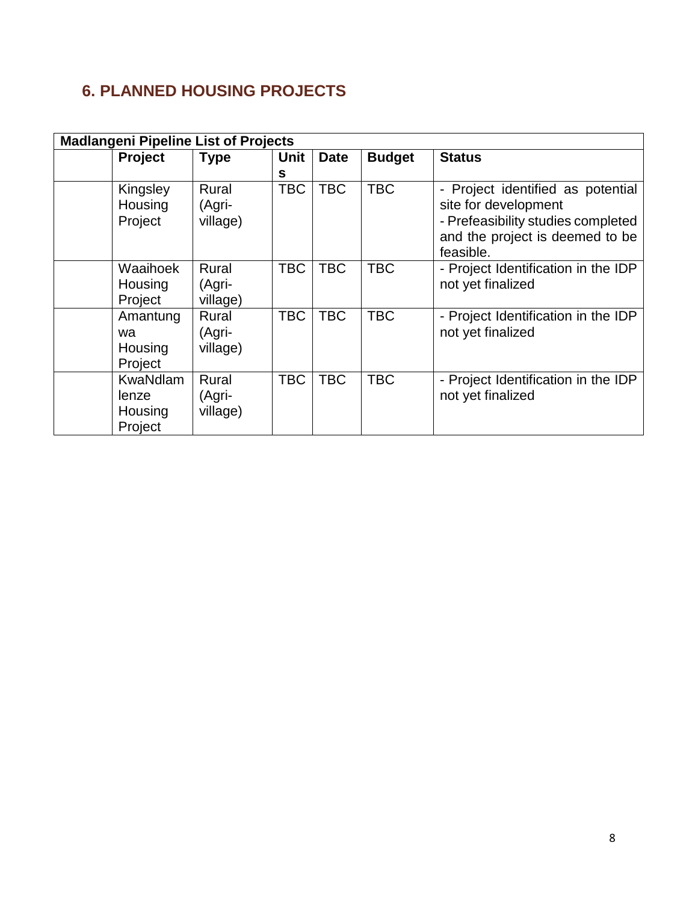## 6. PLANNED HOUSING PROJECTS

| Madlangeni Pipeline List of Projects | | | | | | |
|---|---|---|---|---|---|---|
| | **Project** | **Type** | **Units** | **Date** | **Budget** | **Status** |
| | Kingsley Housing Project | Rural (Agri-village) | TBC | TBC | TBC | - Project identified as potential site for development<br>- Prefeasibility studies completed and the project is deemed to be feasible. |
| | Waaihoek Housing Project | Rural (Agri-village) | TBC | TBC | TBC | - Project Identification in the IDP not yet finalized |
| | Amantungwa Housing Project | Rural (Agri-village) | TBC | TBC | TBC | - Project Identification in the IDP not yet finalized |
| | KwaNdlamlenze Housing Project | Rural (Agri-village) | TBC | TBC | TBC | - Project Identification in the IDP not yet finalized |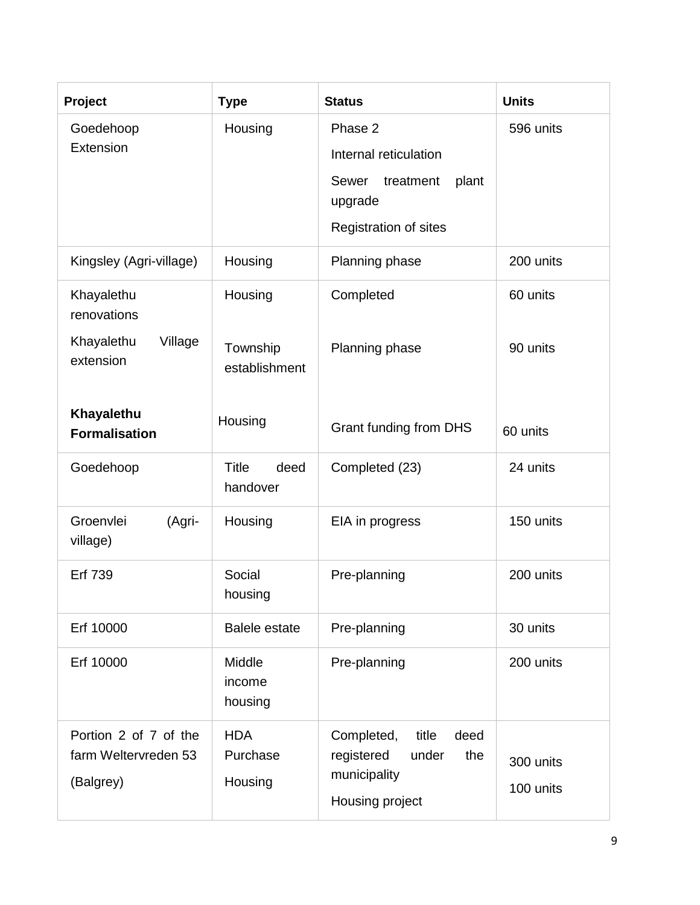| Project | Type | Status | Units |
|---|---|---|---|
| Goedehoop Extension | Housing | Phase 2<br>Internal reticulation<br>Sewer treatment plant upgrade<br>Registration of sites | 596 units |
| Kingsley (Agri-village) | Housing | Planning phase | 200 units |
| Khayalethu renovations<br>Khayalethu Village extension<br>**Khayalethu Formalisation** | Housing<br>Township establishment<br>Housing | Completed<br>Planning phase<br>Grant funding from DHS | 60 units<br>90 units<br>60 units |
| Goedehoop | Title deed handover | Completed (23) | 24 units |
| Groenvlei (Agri-village) | Housing | EIA in progress | 150 units |
| Erf 739 | Social housing | Pre-planning | 200 units |
| Erf 10000 | Balele estate | Pre-planning | 30 units |
| Erf 10000 | Middle income housing | Pre-planning | 200 units |
| Portion 2 of 7 of the farm Weltervreden 53<br>(Balgrey) | HDA Purchase<br>Housing | Completed, title deed registered under the municipality<br>Housing project | 300 units<br>100 units |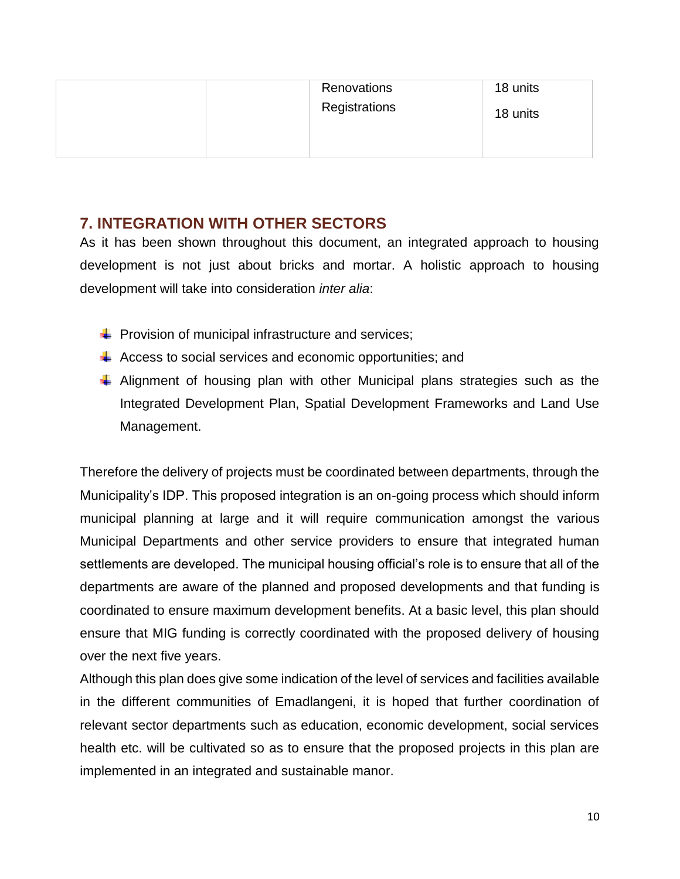|  |  | Renovations<br>Registrations | 18 units<br>18 units |
|---|---|---|---|

## 7. INTEGRATION WITH OTHER SECTORS

As it has been shown throughout this document, an integrated approach to housing development is not just about bricks and mortar. A holistic approach to housing development will take into consideration *inter alia*:

- Provision of municipal infrastructure and services;
- Access to social services and economic opportunities; and
- Alignment of housing plan with other Municipal plans strategies such as the Integrated Development Plan, Spatial Development Frameworks and Land Use Management.

Therefore the delivery of projects must be coordinated between departments, through the Municipality's IDP. This proposed integration is an on-going process which should inform municipal planning at large and it will require communication amongst the various Municipal Departments and other service providers to ensure that integrated human settlements are developed. The municipal housing official's role is to ensure that all of the departments are aware of the planned and proposed developments and that funding is coordinated to ensure maximum development benefits. At a basic level, this plan should ensure that MIG funding is correctly coordinated with the proposed delivery of housing over the next five years.

Although this plan does give some indication of the level of services and facilities available in the different communities of Emadlangeni, it is hoped that further coordination of relevant sector departments such as education, economic development, social services health etc. will be cultivated so as to ensure that the proposed projects in this plan are implemented in an integrated and sustainable manor.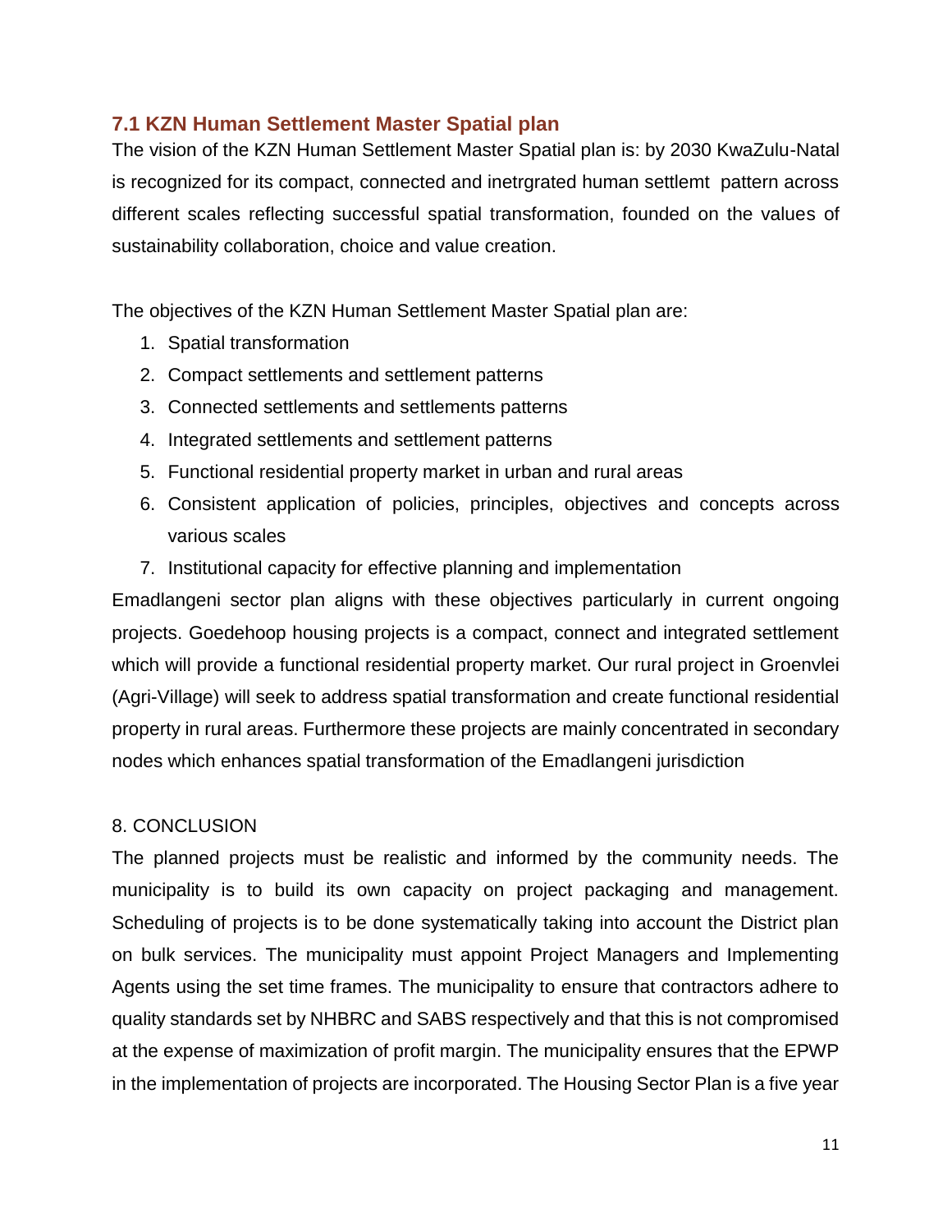## 7.1 KZN Human Settlement Master Spatial plan

The vision of the KZN Human Settlement Master Spatial plan is: by 2030 KwaZulu-Natal is recognized for its compact, connected and inetrgrated human settlemt pattern across different scales reflecting successful spatial transformation, founded on the values of sustainability collaboration, choice and value creation.

The objectives of the KZN Human Settlement Master Spatial plan are:

1. Spatial transformation
2. Compact settlements and settlement patterns
3. Connected settlements and settlements patterns
4. Integrated settlements and settlement patterns
5. Functional residential property market in urban and rural areas
6. Consistent application of policies, principles, objectives and concepts across various scales
7. Institutional capacity for effective planning and implementation

Emadlangeni sector plan aligns with these objectives particularly in current ongoing projects. Goedehoop housing projects is a compact, connect and integrated settlement which will provide a functional residential property market. Our rural project in Groenvlei (Agri-Village) will seek to address spatial transformation and create functional residential property in rural areas. Furthermore these projects are mainly concentrated in secondary nodes which enhances spatial transformation of the Emadlangeni jurisdiction

## 8. CONCLUSION

The planned projects must be realistic and informed by the community needs. The municipality is to build its own capacity on project packaging and management. Scheduling of projects is to be done systematically taking into account the District plan on bulk services. The municipality must appoint Project Managers and Implementing Agents using the set time frames. The municipality to ensure that contractors adhere to quality standards set by NHBRC and SABS respectively and that this is not compromised at the expense of maximization of profit margin. The municipality ensures that the EPWP in the implementation of projects are incorporated. The Housing Sector Plan is a five year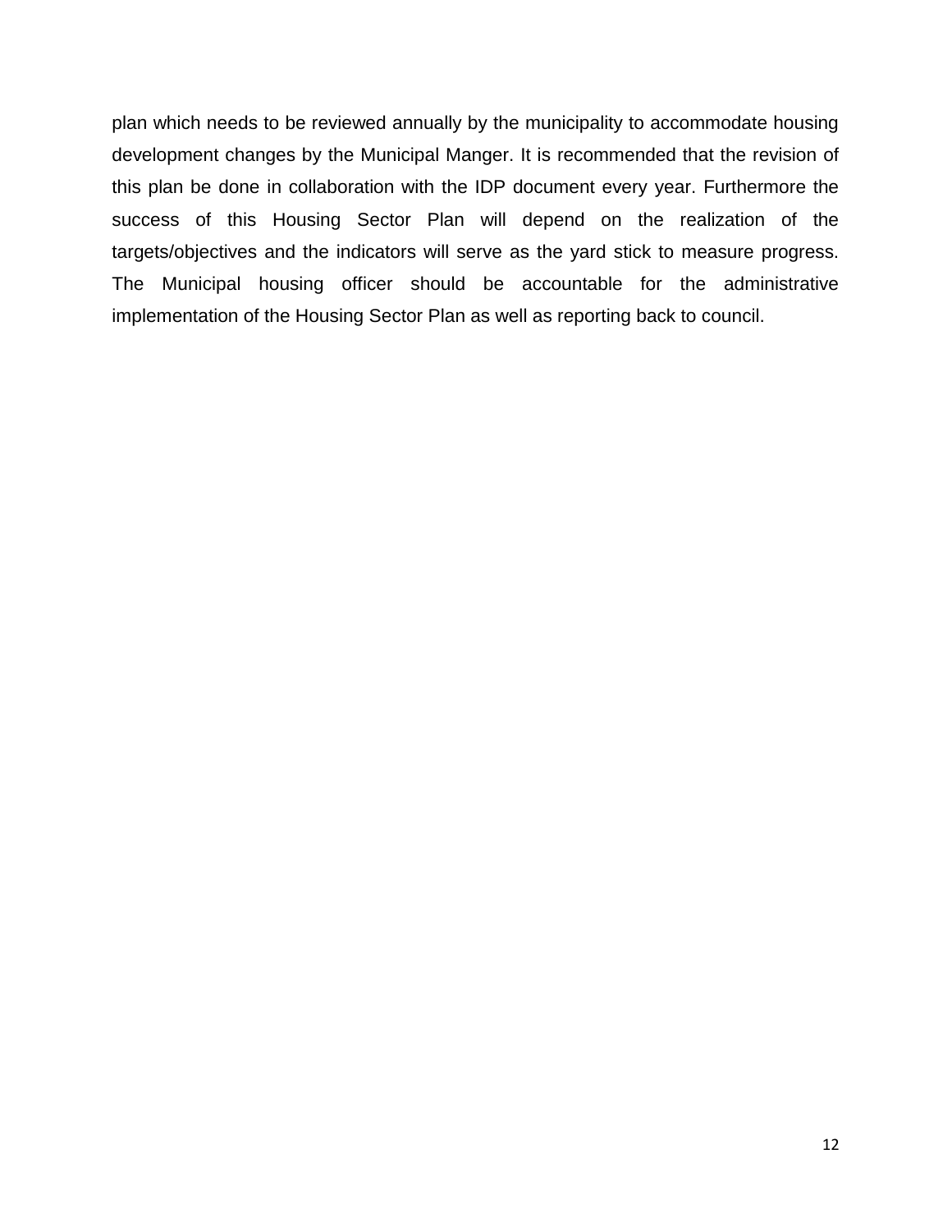plan which needs to be reviewed annually by the municipality to accommodate housing development changes by the Municipal Manger. It is recommended that the revision of this plan be done in collaboration with the IDP document every year. Furthermore the success of this Housing Sector Plan will depend on the realization of the targets/objectives and the indicators will serve as the yard stick to measure progress. The Municipal housing officer should be accountable for the administrative implementation of the Housing Sector Plan as well as reporting back to council.